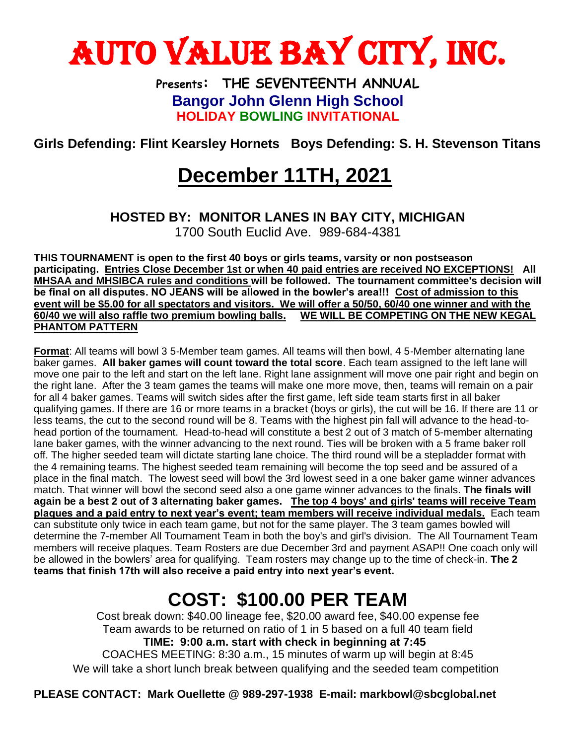# AUTO VALUE BAY CITY, INC.

**Presents: THE SEVENTEENTH ANNUAL**

**Bangor John Glenn High School**

**HOLIDAY BOWLING INVITATIONAL**

**Girls Defending: Flint Kearsley Hornets Boys Defending: S. H. Stevenson Titans**

## December 11TH, 2021

**HOSTED BY: MONITOR LANES IN BAY CITY, MICHIGAN**

1700 South Euclid Ave. 989-684-4381

**THIS TOURNAMENT is open to the first 40 boys or girls teams, varsity or non postseason participating. Entries Close December 1st or when 40 paid entries are received NO EXCEPTIONS! All MHSAA and MHSIBCA rules and conditions will be followed. The tournament committee's decision will be final on all disputes. NO JEANS will be allowed in the bowler's area!!! Cost of admission to this event will be $5.00 for all spectators and visitors. We will offer a 50/50, 60/40 one winner and with the 60/40 we will also raffle two premium bowling balls. WE WILL BE COMPETING ON THE NEW KEGAL PHANTOM PATTERN**

**Format**: All teams will bowl 3 5-Member team games. All teams will then bowl, 4 5-Member alternating lane baker games. **All baker games will count toward the total score**. Each team assigned to the left lane will move one pair to the left and start on the left lane. Right lane assignment will move one pair right and begin on the right lane. After the 3 team games the teams will make one more move, then, teams will remain on a pair for all 4 baker games. Teams will switch sides after the first game, left side team starts first in all baker qualifying games. If there are 16 or more teams in a bracket (boys or girls), the cut will be 16. If there are 11 or less teams, the cut to the second round will be 8. Teams with the highest pin fall will advance to the head-to-head portion of the tournament. Head-to-head will constitute a best 2 out of 3 match of 5-member alternating lane baker games, with the winner advancing to the next round. Ties will be broken with a 5 frame baker roll off. The higher seeded team will dictate starting lane choice. The third round will be a stepladder format with the 4 remaining teams. The highest seeded team remaining will become the top seed and be assured of a place in the final match. The lowest seed will bowl the 3rd lowest seed in a one baker game winner advances match. That winner will bowl the second seed also a one game winner advances to the finals. **The finals will again be a best 2 out of 3 alternating baker games. The top 4 boys' and girls' teams will receive Team plaques and a paid entry to next year's event; team members will receive individual medals.** Each team can substitute only twice in each team game, but not for the same player. The 3 team games bowled will determine the 7-member All Tournament Team in both the boy's and girl's division. The All Tournament Team members will receive plaques. Team Rosters are due December 3rd and payment ASAP!! One coach only will be allowed in the bowlers' area for qualifying. Team rosters may change up to the time of check-in. **The 2 teams that finish 17th will also receive a paid entry into next year's event.**

## COST: $100.00 PER TEAM

Cost break down: $40.00 lineage fee, $20.00 award fee, $40.00 expense fee

Team awards to be returned on ratio of 1 in 5 based on a full 40 team field

**TIME: 9:00 a.m. start with check in beginning at 7:45**

COACHES MEETING: 8:30 a.m., 15 minutes of warm up will begin at 8:45

We will take a short lunch break between qualifying and the seeded team competition

**PLEASE CONTACT: Mark Ouellette @ 989-297-1938 E-mail: markbowl@sbcglobal.net**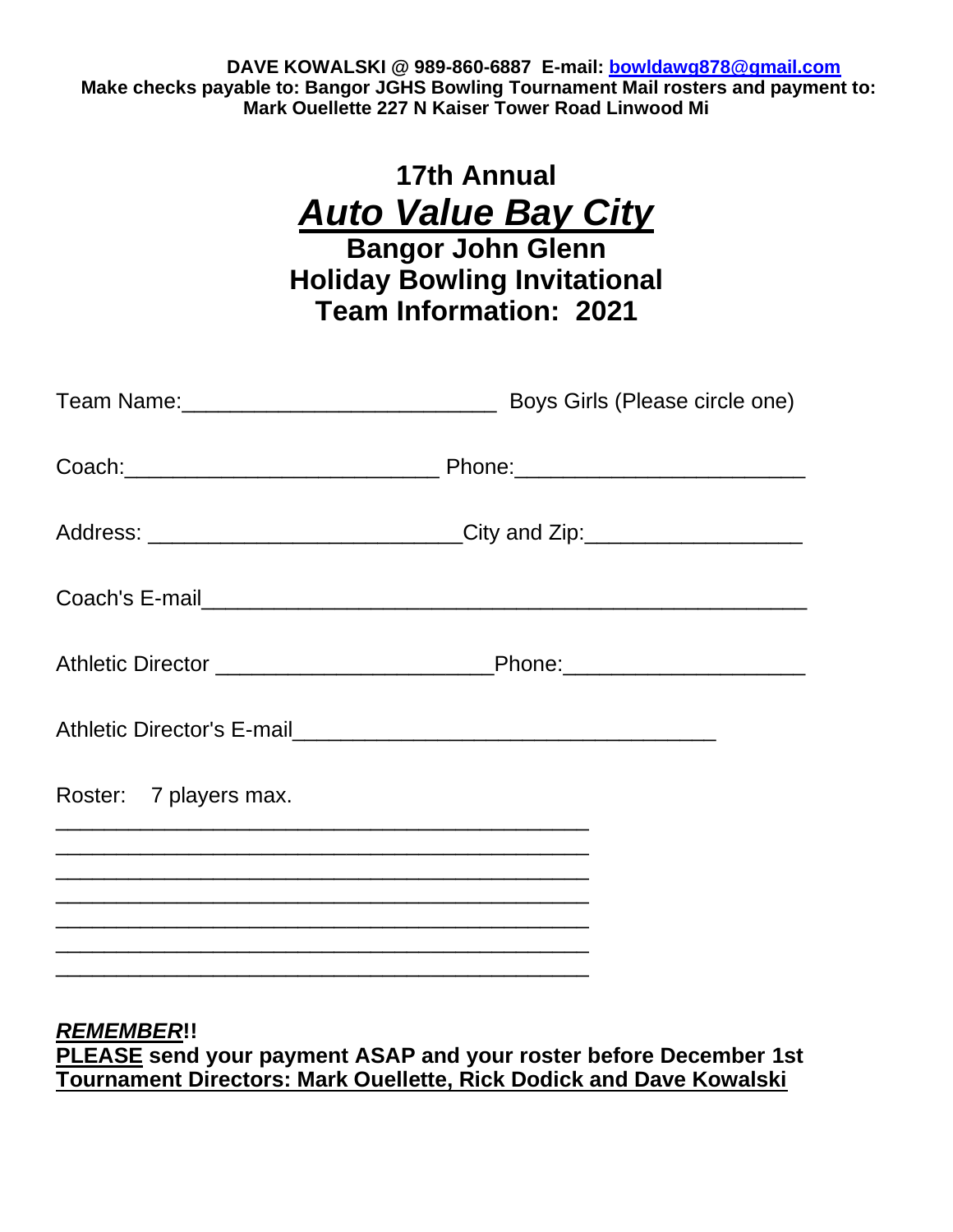**DAVE KOWALSKI @ 989-860-6887 E-mail: bowldawg878@gmail.com**
**Make checks payable to: Bangor JGHS Bowling Tournament Mail rosters and payment to: Mark Ouellette 227 N Kaiser Tower Road Linwood Mi**

# 17th Annual
# ***Auto Value Bay City***
## Bangor John Glenn
## Holiday Bowling Invitational
## Team Information: 2021

Team Name:__________________________ Boys Girls (Please circle one)

Coach:__________________________ Phone:________________________

Address: __________________________City and Zip:__________________

Coach's E-mail__________________________________________________

Athletic Director _______________________Phone:____________________

Athletic Director's E-mail___________________________________

Roster: 7 players max.

____________________________________________

____________________________________________

____________________________________________

____________________________________________

____________________________________________

____________________________________________

____________________________________________

***REMEMBER*!!**
**PLEASE send your payment ASAP and your roster before December 1st**
**Tournament Directors: Mark Ouellette, Rick Dodick and Dave Kowalski**